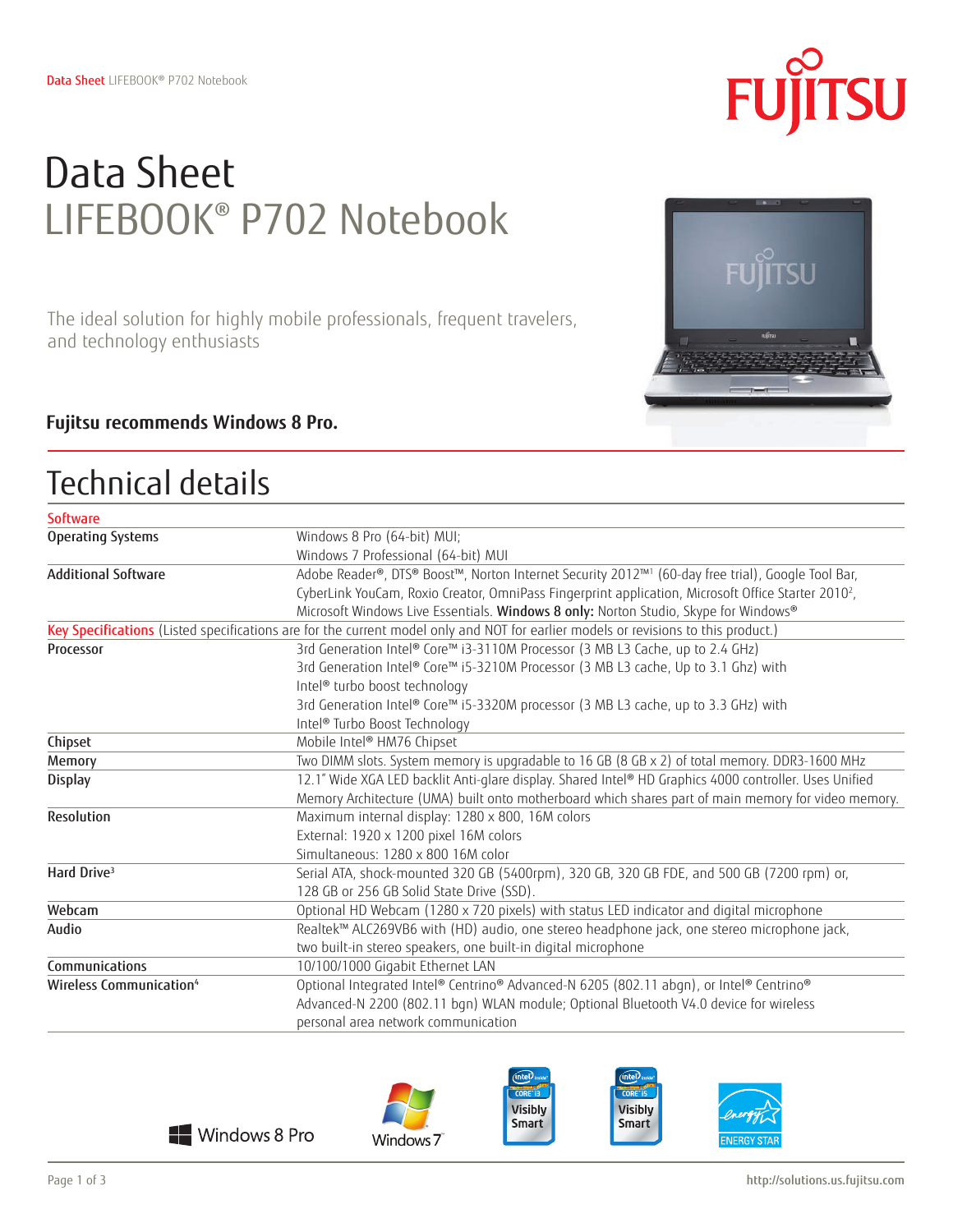# Data Sheet
## LIFEBOOK® P702 Notebook

The ideal solution for highly mobile professionals, frequent travelers, and technology enthusiasts

**Fujitsu recommends Windows 8 Pro.**

## Technical details

| Software | |
|---|---|
| **Operating Systems** | Windows 8 Pro (64-bit) MUI;<br>Windows 7 Professional (64-bit) MUI |
| **Additional Software** | Adobe Reader®, DTS® Boost™, Norton Internet Security 2012™[1] (60-day free trial), Google Tool Bar, CyberLink YouCam, Roxio Creator, OmniPass Fingerprint application, Microsoft Office Starter 2010[2], Microsoft Windows Live Essentials. **Windows 8 only:** Norton Studio, Skype for Windows® |
| **Key Specifications** (Listed specifications are for the current model only and NOT for earlier models or revisions to this product.) | |
| **Processor** | 3rd Generation Intel® Core™ i3-3110M Processor (3 MB L3 Cache, up to 2.4 GHz)<br>3rd Generation Intel® Core™ i5-3210M Processor (3 MB L3 cache, Up to 3.1 Ghz) with Intel® turbo boost technology<br>3rd Generation Intel® Core™ i5-3320M processor (3 MB L3 cache, up to 3.3 GHz) with Intel® Turbo Boost Technology |
| **Chipset** | Mobile Intel® HM76 Chipset |
| **Memory** | Two DIMM slots. System memory is upgradable to 16 GB (8 GB x 2) of total memory. DDR3-1600 MHz |
| **Display** | 12.1" Wide XGA LED backlit Anti-glare display. Shared Intel® HD Graphics 4000 controller. Uses Unified Memory Architecture (UMA) built onto motherboard which shares part of main memory for video memory. |
| **Resolution** | Maximum internal display: 1280 x 800, 16M colors<br>External: 1920 x 1200 pixel 16M colors<br>Simultaneous: 1280 x 800 16M color |
| **Hard Drive[3]** | Serial ATA, shock-mounted 320 GB (5400rpm), 320 GB, 320 GB FDE, and 500 GB (7200 rpm) or, 128 GB or 256 GB Solid State Drive (SSD). |
| **Webcam** | Optional HD Webcam (1280 x 720 pixels) with status LED indicator and digital microphone |
| **Audio** | Realtek™ ALC269VB6 with (HD) audio, one stereo headphone jack, one stereo microphone jack, two built-in stereo speakers, one built-in digital microphone |
| **Communications** | 10/100/1000 Gigabit Ethernet LAN |
| **Wireless Communication[4]** | Optional Integrated Intel® Centrino® Advanced-N 6205 (802.11 abgn), or Intel® Centrino® Advanced-N 2200 (802.11 bgn) WLAN module; Optional Bluetooth V4.0 device for wireless personal area network communication |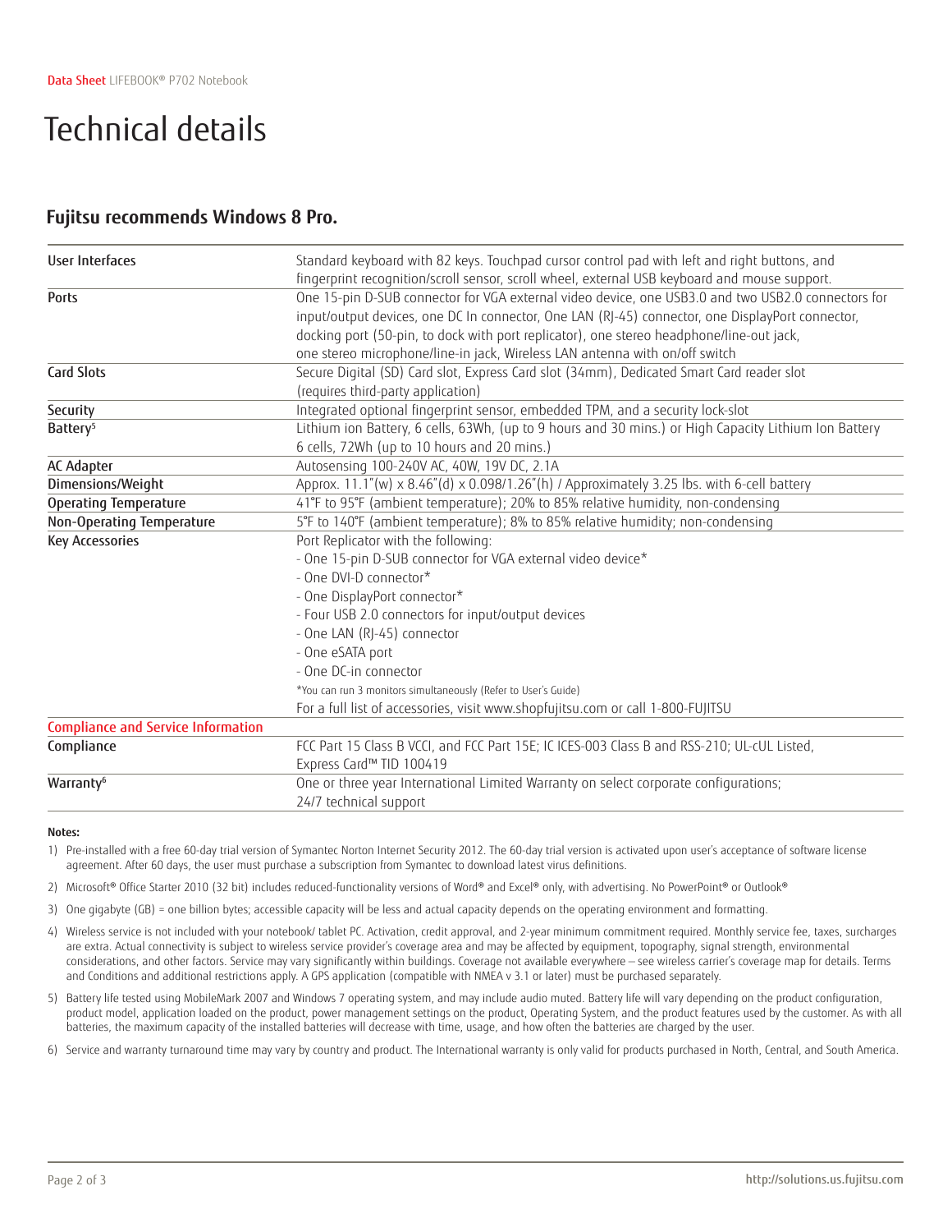# Technical details

## Fujitsu recommends Windows 8 Pro.

| | |
|---|---|
| User Interfaces | Standard keyboard with 82 keys. Touchpad cursor control pad with left and right buttons, and fingerprint recognition/scroll sensor, scroll wheel, external USB keyboard and mouse support. |
| Ports | One 15-pin D-SUB connector for VGA external video device, one USB3.0 and two USB2.0 connectors for input/output devices, one DC In connector, One LAN (RJ-45) connector, one DisplayPort connector, docking port (50-pin, to dock with port replicator), one stereo headphone/line-out jack, one stereo microphone/line-in jack, Wireless LAN antenna with on/off switch |
| Card Slots | Secure Digital (SD) Card slot, Express Card slot (34mm), Dedicated Smart Card reader slot (requires third-party application) |
| Security | Integrated optional fingerprint sensor, embedded TPM, and a security lock-slot |
| Battery[5] | Lithium ion Battery, 6 cells, 63Wh, (up to 9 hours and 30 mins.) or High Capacity Lithium Ion Battery 6 cells, 72Wh (up to 10 hours and 20 mins.) |
| AC Adapter | Autosensing 100-240V AC, 40W, 19V DC, 2.1A |
| Dimensions/Weight | Approx. 11.1"(w) x 8.46"(d) x 0.098/1.26"(h) / Approximately 3.25 lbs. with 6-cell battery |
| Operating Temperature | 41°F to 95°F (ambient temperature); 20% to 85% relative humidity, non-condensing |
| Non-Operating Temperature | 5°F to 140°F (ambient temperature); 8% to 85% relative humidity; non-condensing |
| Key Accessories | Port Replicator with the following:<br>- One 15-pin D-SUB connector for VGA external video device*<br>- One DVI-D connector*<br>- One DisplayPort connector*<br>- Four USB 2.0 connectors for input/output devices<br>- One LAN (RJ-45) connector<br>- One eSATA port<br>- One DC-in connector<br>*You can run 3 monitors simultaneously (Refer to User's Guide)<br>For a full list of accessories, visit www.shopfujitsu.com or call 1-800-FUJITSU |
| **Compliance and Service Information** | |
| Compliance | FCC Part 15 Class B VCCI, and FCC Part 15E; IC ICES-003 Class B and RSS-210; UL-cUL Listed, Express Card™ TID 100419 |
| Warranty[6] | One or three year International Limited Warranty on select corporate configurations; 24/7 technical support |

**Notes:**

1) Pre-installed with a free 60-day trial version of Symantec Norton Internet Security 2012. The 60-day trial version is activated upon user's acceptance of software license agreement. After 60 days, the user must purchase a subscription from Symantec to download latest virus definitions.

2) Microsoft® Office Starter 2010 (32 bit) includes reduced-functionality versions of Word® and Excel® only, with advertising. No PowerPoint® or Outlook®

3) One gigabyte (GB) = one billion bytes; accessible capacity will be less and actual capacity depends on the operating environment and formatting.

4) Wireless service is not included with your notebook/ tablet PC. Activation, credit approval, and 2-year minimum commitment required. Monthly service fee, taxes, surcharges are extra. Actual connectivity is subject to wireless service provider's coverage area and may be affected by equipment, topography, signal strength, environmental considerations, and other factors. Service may vary significantly within buildings. Coverage not available everywhere – see wireless carrier's coverage map for details. Terms and Conditions and additional restrictions apply. A GPS application (compatible with NMEA v 3.1 or later) must be purchased separately.

5) Battery life tested using MobileMark 2007 and Windows 7 operating system, and may include audio muted. Battery life will vary depending on the product configuration, product model, application loaded on the product, power management settings on the product, Operating System, and the product features used by the customer. As with all batteries, the maximum capacity of the installed batteries will decrease with time, usage, and how often the batteries are charged by the user.

6) Service and warranty turnaround time may vary by country and product. The International warranty is only valid for products purchased in North, Central, and South America.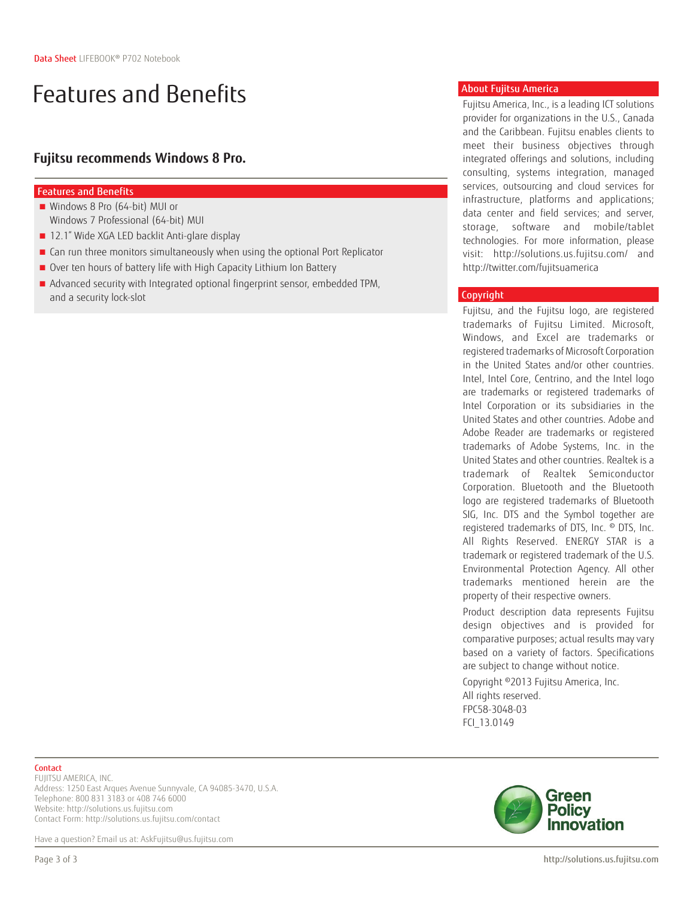# Features and Benefits

## Fujitsu recommends Windows 8 Pro.

### Features and Benefits

- Windows 8 Pro (64-bit) MUI or Windows 7 Professional (64-bit) MUI
- 12.1" Wide XGA LED backlit Anti-glare display
- Can run three monitors simultaneously when using the optional Port Replicator
- Over ten hours of battery life with High Capacity Lithium Ion Battery
- Advanced security with Integrated optional fingerprint sensor, embedded TPM, and a security lock-slot

### About Fujitsu America

Fujitsu America, Inc., is a leading ICT solutions provider for organizations in the U.S., Canada and the Caribbean. Fujitsu enables clients to meet their business objectives through integrated offerings and solutions, including consulting, systems integration, managed services, outsourcing and cloud services for infrastructure, platforms and applications; data center and field services; and server, storage, software and mobile/tablet technologies. For more information, please visit: http://solutions.us.fujitsu.com/ and http://twitter.com/fujitsuamerica

### Copyright

Fujitsu, and the Fujitsu logo, are registered trademarks of Fujitsu Limited. Microsoft, Windows, and Excel are trademarks or registered trademarks of Microsoft Corporation in the United States and/or other countries. Intel, Intel Core, Centrino, and the Intel logo are trademarks or registered trademarks of Intel Corporation or its subsidiaries in the United States and other countries. Adobe and Adobe Reader are trademarks or registered trademarks of Adobe Systems, Inc. in the United States and other countries. Realtek is a trademark of Realtek Semiconductor Corporation. Bluetooth and the Bluetooth logo are registered trademarks of Bluetooth SIG, Inc. DTS and the Symbol together are registered trademarks of DTS, Inc. © DTS, Inc. All Rights Reserved. ENERGY STAR is a trademark or registered trademark of the U.S. Environmental Protection Agency. All other trademarks mentioned herein are the property of their respective owners.

Product description data represents Fujitsu design objectives and is provided for comparative purposes; actual results may vary based on a variety of factors. Specifications are subject to change without notice.

Copyright ©2013 Fujitsu America, Inc.
All rights reserved.
FPC58-3048-03
FCI_13.0149

**Contact**

FUJITSU AMERICA, INC.
Address: 1250 East Arques Avenue Sunnyvale, CA 94085-3470, U.S.A.
Telephone: 800 831 3183 or 408 746 6000
Website: http://solutions.us.fujitsu.com
Contact Form: http://solutions.us.fujitsu.com/contact

Have a question? Email us at: AskFujitsu@us.fujitsu.com

Green Policy Innovation